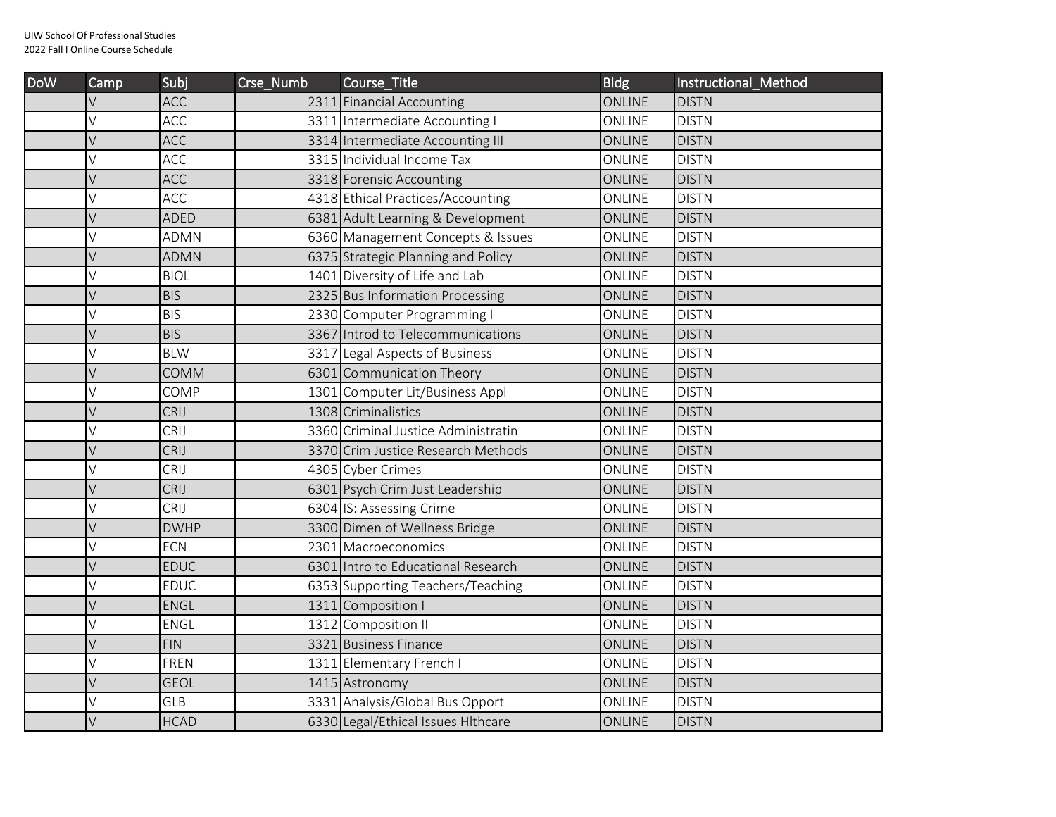UIW School Of Professional Studies
2022 Fall I Online Course Schedule

| DoW | Camp | Subj | Crse_Numb | Course_Title | Bldg | Instructional_Method |
|---|---|---|---|---|---|---|
| | V | ACC | 2311 | Financial Accounting | ONLINE | DISTN |
| | V | ACC | 3311 | Intermediate Accounting I | ONLINE | DISTN |
| | V | ACC | 3314 | Intermediate Accounting III | ONLINE | DISTN |
| | V | ACC | 3315 | Individual Income Tax | ONLINE | DISTN |
| | V | ACC | 3318 | Forensic Accounting | ONLINE | DISTN |
| | V | ACC | 4318 | Ethical Practices/Accounting | ONLINE | DISTN |
| | V | ADED | 6381 | Adult Learning & Development | ONLINE | DISTN |
| | V | ADMN | 6360 | Management Concepts & Issues | ONLINE | DISTN |
| | V | ADMN | 6375 | Strategic Planning and Policy | ONLINE | DISTN |
| | V | BIOL | 1401 | Diversity of Life and Lab | ONLINE | DISTN |
| | V | BIS | 2325 | Bus Information Processing | ONLINE | DISTN |
| | V | BIS | 2330 | Computer Programming I | ONLINE | DISTN |
| | V | BIS | 3367 | Introd to Telecommunications | ONLINE | DISTN |
| | V | BLW | 3317 | Legal Aspects of Business | ONLINE | DISTN |
| | V | COMM | 6301 | Communication Theory | ONLINE | DISTN |
| | V | COMP | 1301 | Computer Lit/Business Appl | ONLINE | DISTN |
| | V | CRIJ | 1308 | Criminalistics | ONLINE | DISTN |
| | V | CRIJ | 3360 | Criminal Justice Administratin | ONLINE | DISTN |
| | V | CRIJ | 3370 | Crim Justice Research Methods | ONLINE | DISTN |
| | V | CRIJ | 4305 | Cyber Crimes | ONLINE | DISTN |
| | V | CRIJ | 6301 | Psych Crim Just Leadership | ONLINE | DISTN |
| | V | CRIJ | 6304 | IS: Assessing Crime | ONLINE | DISTN |
| | V | DWHP | 3300 | Dimen of Wellness Bridge | ONLINE | DISTN |
| | V | ECN | 2301 | Macroeconomics | ONLINE | DISTN |
| | V | EDUC | 6301 | Intro to Educational Research | ONLINE | DISTN |
| | V | EDUC | 6353 | Supporting Teachers/Teaching | ONLINE | DISTN |
| | V | ENGL | 1311 | Composition I | ONLINE | DISTN |
| | V | ENGL | 1312 | Composition II | ONLINE | DISTN |
| | V | FIN | 3321 | Business Finance | ONLINE | DISTN |
| | V | FREN | 1311 | Elementary French I | ONLINE | DISTN |
| | V | GEOL | 1415 | Astronomy | ONLINE | DISTN |
| | V | GLB | 3331 | Analysis/Global Bus Opport | ONLINE | DISTN |
| | V | HCAD | 6330 | Legal/Ethical Issues Hlthcare | ONLINE | DISTN |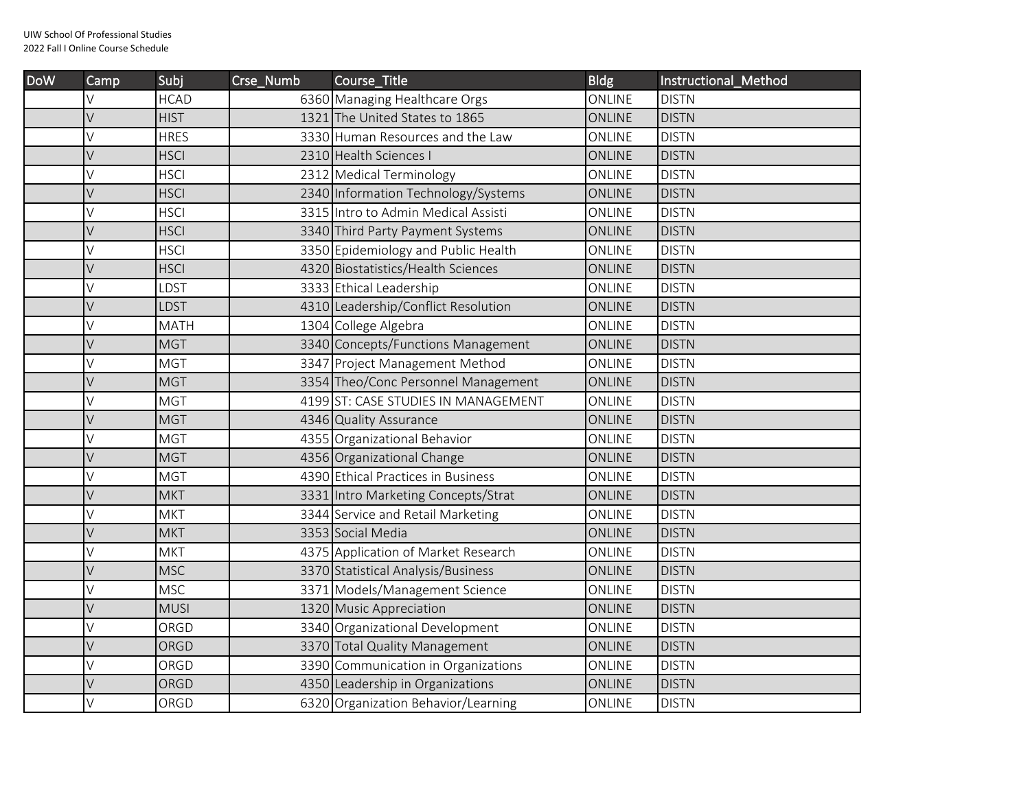UIW School Of Professional Studies
2022 Fall I Online Course Schedule

| DoW | Camp | Subj | Crse_Numb | Course_Title | Bldg | Instructional_Method |
|---|---|---|---|---|---|---|
| | V | HCAD | 6360 | Managing Healthcare Orgs | ONLINE | DISTN |
| | V | HIST | 1321 | The United States to 1865 | ONLINE | DISTN |
| | V | HRES | 3330 | Human Resources and the Law | ONLINE | DISTN |
| | V | HSCI | 2310 | Health Sciences I | ONLINE | DISTN |
| | V | HSCI | 2312 | Medical Terminology | ONLINE | DISTN |
| | V | HSCI | 2340 | Information Technology/Systems | ONLINE | DISTN |
| | V | HSCI | 3315 | Intro to Admin Medical Assisti | ONLINE | DISTN |
| | V | HSCI | 3340 | Third Party Payment Systems | ONLINE | DISTN |
| | V | HSCI | 3350 | Epidemiology and Public Health | ONLINE | DISTN |
| | V | HSCI | 4320 | Biostatistics/Health Sciences | ONLINE | DISTN |
| | V | LDST | 3333 | Ethical Leadership | ONLINE | DISTN |
| | V | LDST | 4310 | Leadership/Conflict Resolution | ONLINE | DISTN |
| | V | MATH | 1304 | College Algebra | ONLINE | DISTN |
| | V | MGT | 3340 | Concepts/Functions Management | ONLINE | DISTN |
| | V | MGT | 3347 | Project Management Method | ONLINE | DISTN |
| | V | MGT | 3354 | Theo/Conc Personnel Management | ONLINE | DISTN |
| | V | MGT | 4199 | ST: CASE STUDIES IN MANAGEMENT | ONLINE | DISTN |
| | V | MGT | 4346 | Quality Assurance | ONLINE | DISTN |
| | V | MGT | 4355 | Organizational Behavior | ONLINE | DISTN |
| | V | MGT | 4356 | Organizational Change | ONLINE | DISTN |
| | V | MGT | 4390 | Ethical Practices in Business | ONLINE | DISTN |
| | V | MKT | 3331 | Intro Marketing Concepts/Strat | ONLINE | DISTN |
| | V | MKT | 3344 | Service and Retail Marketing | ONLINE | DISTN |
| | V | MKT | 3353 | Social Media | ONLINE | DISTN |
| | V | MKT | 4375 | Application of Market Research | ONLINE | DISTN |
| | V | MSC | 3370 | Statistical Analysis/Business | ONLINE | DISTN |
| | V | MSC | 3371 | Models/Management Science | ONLINE | DISTN |
| | V | MUSI | 1320 | Music Appreciation | ONLINE | DISTN |
| | V | ORGD | 3340 | Organizational Development | ONLINE | DISTN |
| | V | ORGD | 3370 | Total Quality Management | ONLINE | DISTN |
| | V | ORGD | 3390 | Communication in Organizations | ONLINE | DISTN |
| | V | ORGD | 4350 | Leadership in Organizations | ONLINE | DISTN |
| | V | ORGD | 6320 | Organization Behavior/Learning | ONLINE | DISTN |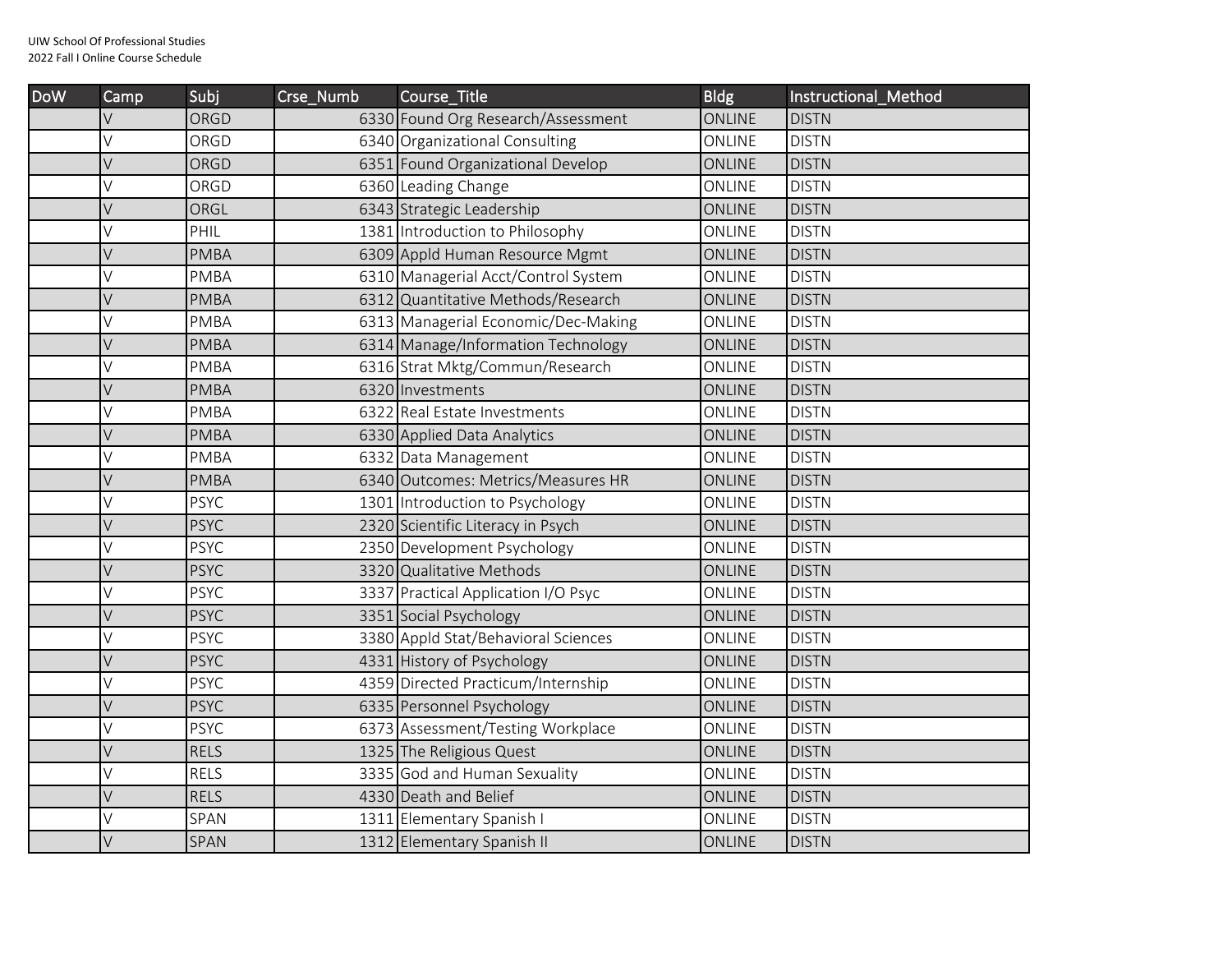UIW School Of Professional Studies
2022 Fall I Online Course Schedule

| DoW | Camp | Subj | Crse_Numb | Course_Title | Bldg | Instructional_Method |
|---|---|---|---|---|---|---|
| | V | ORGD | 6330 | Found Org Research/Assessment | ONLINE | DISTN |
| | V | ORGD | 6340 | Organizational Consulting | ONLINE | DISTN |
| | V | ORGD | 6351 | Found Organizational Develop | ONLINE | DISTN |
| | V | ORGD | 6360 | Leading Change | ONLINE | DISTN |
| | V | ORGL | 6343 | Strategic Leadership | ONLINE | DISTN |
| | V | PHIL | 1381 | Introduction to Philosophy | ONLINE | DISTN |
| | V | PMBA | 6309 | Appld Human Resource Mgmt | ONLINE | DISTN |
| | V | PMBA | 6310 | Managerial Acct/Control System | ONLINE | DISTN |
| | V | PMBA | 6312 | Quantitative Methods/Research | ONLINE | DISTN |
| | V | PMBA | 6313 | Managerial Economic/Dec-Making | ONLINE | DISTN |
| | V | PMBA | 6314 | Manage/Information Technology | ONLINE | DISTN |
| | V | PMBA | 6316 | Strat Mktg/Commun/Research | ONLINE | DISTN |
| | V | PMBA | 6320 | Investments | ONLINE | DISTN |
| | V | PMBA | 6322 | Real Estate Investments | ONLINE | DISTN |
| | V | PMBA | 6330 | Applied Data Analytics | ONLINE | DISTN |
| | V | PMBA | 6332 | Data Management | ONLINE | DISTN |
| | V | PMBA | 6340 | Outcomes: Metrics/Measures HR | ONLINE | DISTN |
| | V | PSYC | 1301 | Introduction to Psychology | ONLINE | DISTN |
| | V | PSYC | 2320 | Scientific Literacy in Psych | ONLINE | DISTN |
| | V | PSYC | 2350 | Development Psychology | ONLINE | DISTN |
| | V | PSYC | 3320 | Qualitative Methods | ONLINE | DISTN |
| | V | PSYC | 3337 | Practical Application I/O Psyc | ONLINE | DISTN |
| | V | PSYC | 3351 | Social Psychology | ONLINE | DISTN |
| | V | PSYC | 3380 | Appld Stat/Behavioral Sciences | ONLINE | DISTN |
| | V | PSYC | 4331 | History of Psychology | ONLINE | DISTN |
| | V | PSYC | 4359 | Directed Practicum/Internship | ONLINE | DISTN |
| | V | PSYC | 6335 | Personnel Psychology | ONLINE | DISTN |
| | V | PSYC | 6373 | Assessment/Testing Workplace | ONLINE | DISTN |
| | V | RELS | 1325 | The Religious Quest | ONLINE | DISTN |
| | V | RELS | 3335 | God and Human Sexuality | ONLINE | DISTN |
| | V | RELS | 4330 | Death and Belief | ONLINE | DISTN |
| | V | SPAN | 1311 | Elementary Spanish I | ONLINE | DISTN |
| | V | SPAN | 1312 | Elementary Spanish II | ONLINE | DISTN |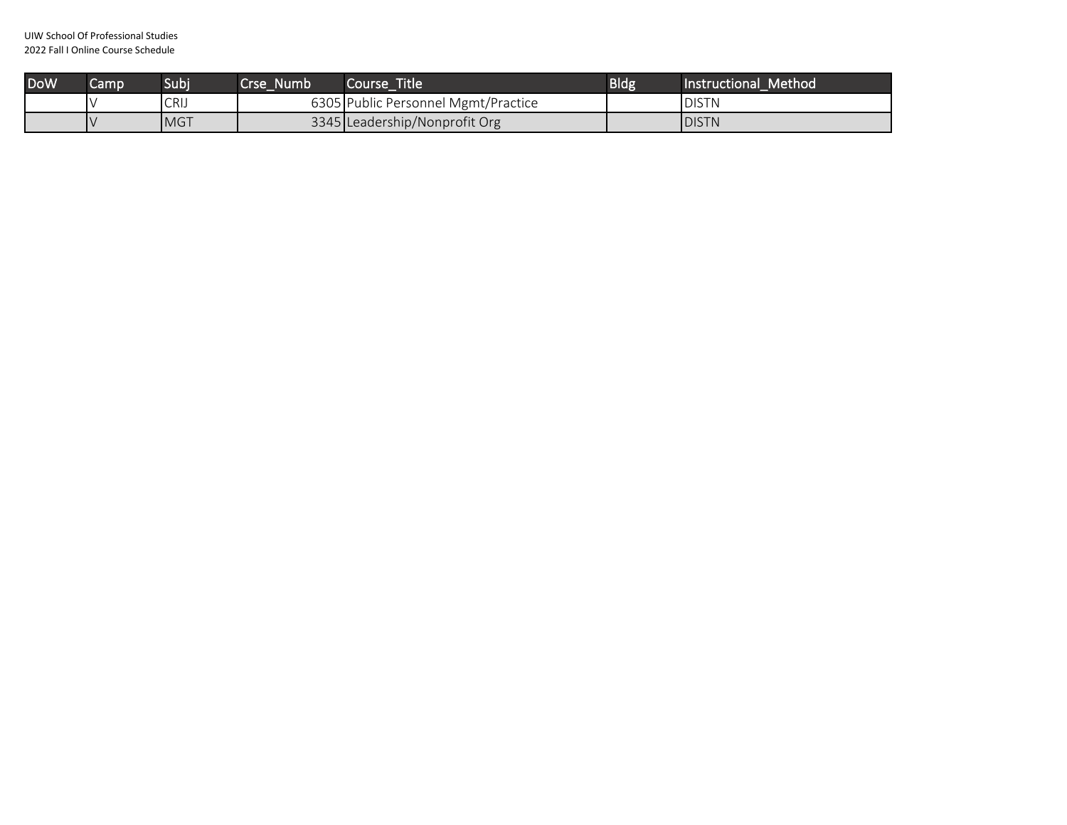UIW School Of Professional Studies
2022 Fall I Online Course Schedule

| DoW | Camp | Subj | Crse_Numb | Course_Title | Bldg | Instructional_Method |
|---|---|---|---|---|---|---|
| | V | CRIJ | 6305 | Public Personnel Mgmt/Practice | | DISTN |
| | V | MGT | 3345 | Leadership/Nonprofit Org | | DISTN |